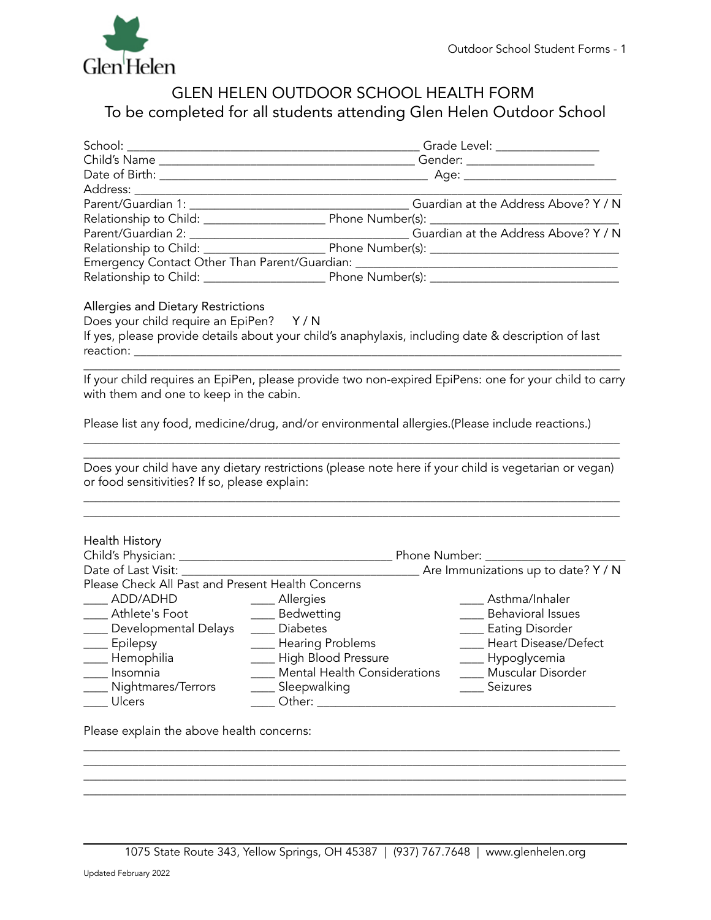# GLEN HELEN OUTDOOR SCHOOL HEALTH FORM

To be completed for all students attending Glen Helen Outdoor School

School: _______________________________________________ Grade Level: ________________

Child's Name __________________________________________ Gender: ____________________

Date of Birth: ____________________________________________ Age: ________________________

Address: ___________________________________________________________________________

Parent/Guardian 1: ____________________________________ Guardian at the Address Above? Y / N

Relationship to Child: ____________________ Phone Number(s): ______________________________

Parent/Guardian 2: ____________________________________ Guardian at the Address Above? Y / N

Relationship to Child: ____________________ Phone Number(s): ______________________________

Emergency Contact Other Than Parent/Guardian: ___________________________________________

Relationship to Child: ____________________ Phone Number(s): ______________________________

## Allergies and Dietary Restrictions

Does your child require an EpiPen? Y / N

If yes, please provide details about your child's anaphylaxis, including date & description of last reaction: ____________________________________________________________________________

_____________________________________________________________________________________

If your child requires an EpiPen, please provide two non-expired EpiPens: one for your child to carry with them and one to keep in the cabin.

Please list any food, medicine/drug, and/or environmental allergies.(Please include reactions.)

_____________________________________________________________________________________

_____________________________________________________________________________________

Does your child have any dietary restrictions (please note here if your child is vegetarian or vegan) or food sensitivities? If so, please explain:

_____________________________________________________________________________________

_____________________________________________________________________________________

## Health History

Child's Physician: ___________________________________ Phone Number: ______________________

Date of Last Visit: ____________________________________ Are Immunizations up to date? Y / N

Please Check All Past and Present Health Concerns

____ ADD/ADHD
____ Allergies
____ Asthma/Inhaler
____ Athlete's Foot
____ Bedwetting
____ Behavioral Issues
____ Developmental Delays
____ Diabetes
____ Eating Disorder
____ Epilepsy
____ Hearing Problems
____ Heart Disease/Defect
____ Hemophilia
____ High Blood Pressure
____ Hypoglycemia
____ Insomnia
____ Mental Health Considerations
____ Muscular Disorder
____ Nightmares/Terrors
____ Sleepwalking
____ Seizures
____ Ulcers
____ Other: ________________________________________________

Please explain the above health concerns:

_____________________________________________________________________________________

_____________________________________________________________________________________

_____________________________________________________________________________________

_____________________________________________________________________________________

1075 State Route 343, Yellow Springs, OH 45387 | (937) 767.7648 | www.glenhelen.org

Updated February 2022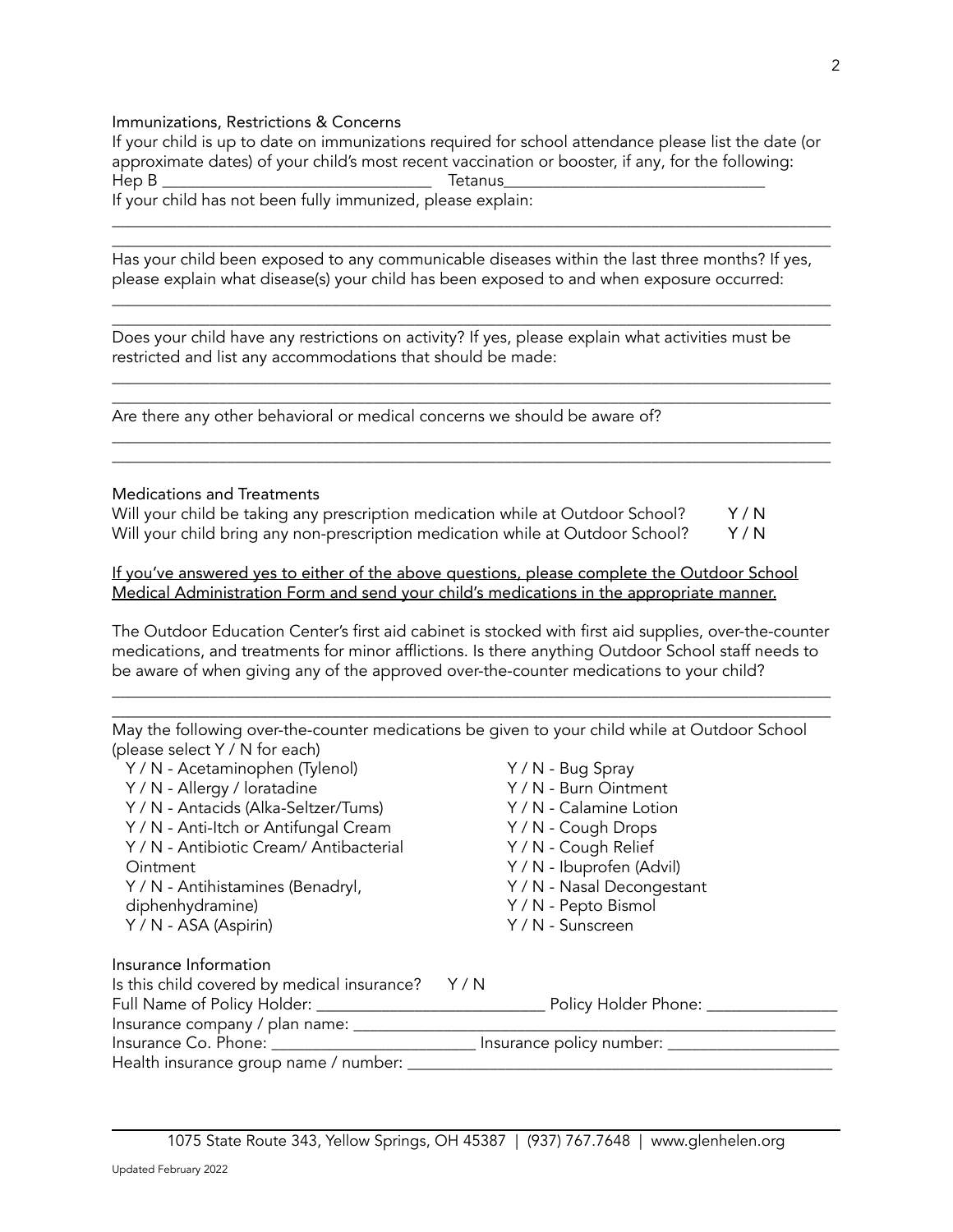## Immunizations, Restrictions & Concerns

If your child is up to date on immunizations required for school attendance please list the date (or approximate dates) of your child's most recent vaccination or booster, if any, for the following:

Hep B ________________________________ Tetanus________________________________

If your child has not been fully immunized, please explain:

________________________________________________________________________________________
________________________________________________________________________________________

Has your child been exposed to any communicable diseases within the last three months? If yes, please explain what disease(s) your child has been exposed to and when exposure occurred:

________________________________________________________________________________________
________________________________________________________________________________________

Does your child have any restrictions on activity? If yes, please explain what activities must be restricted and list any accommodations that should be made:

________________________________________________________________________________________
________________________________________________________________________________________

Are there any other behavioral or medical concerns we should be aware of?

________________________________________________________________________________________
________________________________________________________________________________________

## Medications and Treatments

Will your child be taking any prescription medication while at Outdoor School? Y / N

Will your child bring any non-prescription medication while at Outdoor School? Y / N

<u>If you've answered yes to either of the above questions, please complete the Outdoor School Medical Administration Form and send your child's medications in the appropriate manner.</u>

The Outdoor Education Center's first aid cabinet is stocked with first aid supplies, over-the-counter medications, and treatments for minor afflictions. Is there anything Outdoor School staff needs to be aware of when giving any of the approved over-the-counter medications to your child?

________________________________________________________________________________________
________________________________________________________________________________________

May the following over-the-counter medications be given to your child while at Outdoor School (please select Y / N for each)

- Y / N - Acetaminophen (Tylenol)
- Y / N - Allergy / loratadine
- Y / N - Antacids (Alka-Seltzer/Tums)
- Y / N - Anti-Itch or Antifungal Cream
- Y / N - Antibiotic Cream/ Antibacterial Ointment
- Y / N - Antihistamines (Benadryl, diphenhydramine)
- Y / N - ASA (Aspirin)
- Y / N - Bug Spray
- Y / N - Burn Ointment
- Y / N - Calamine Lotion
- Y / N - Cough Drops
- Y / N - Cough Relief
- Y / N - Ibuprofen (Advil)
- Y / N - Nasal Decongestant
- Y / N - Pepto Bismol
- Y / N - Sunscreen

## Insurance Information

Is this child covered by medical insurance? Y / N

Full Name of Policy Holder: ___________________________ Policy Holder Phone: ________________

Insurance company / plan name: ____________________________________________________________

Insurance Co. Phone: _________________________ Insurance policy number: _____________________

Health insurance group name / number: ____________________________________________________

1075 State Route 343, Yellow Springs, OH 45387 | (937) 767.7648 | www.glenhelen.org

Updated February 2022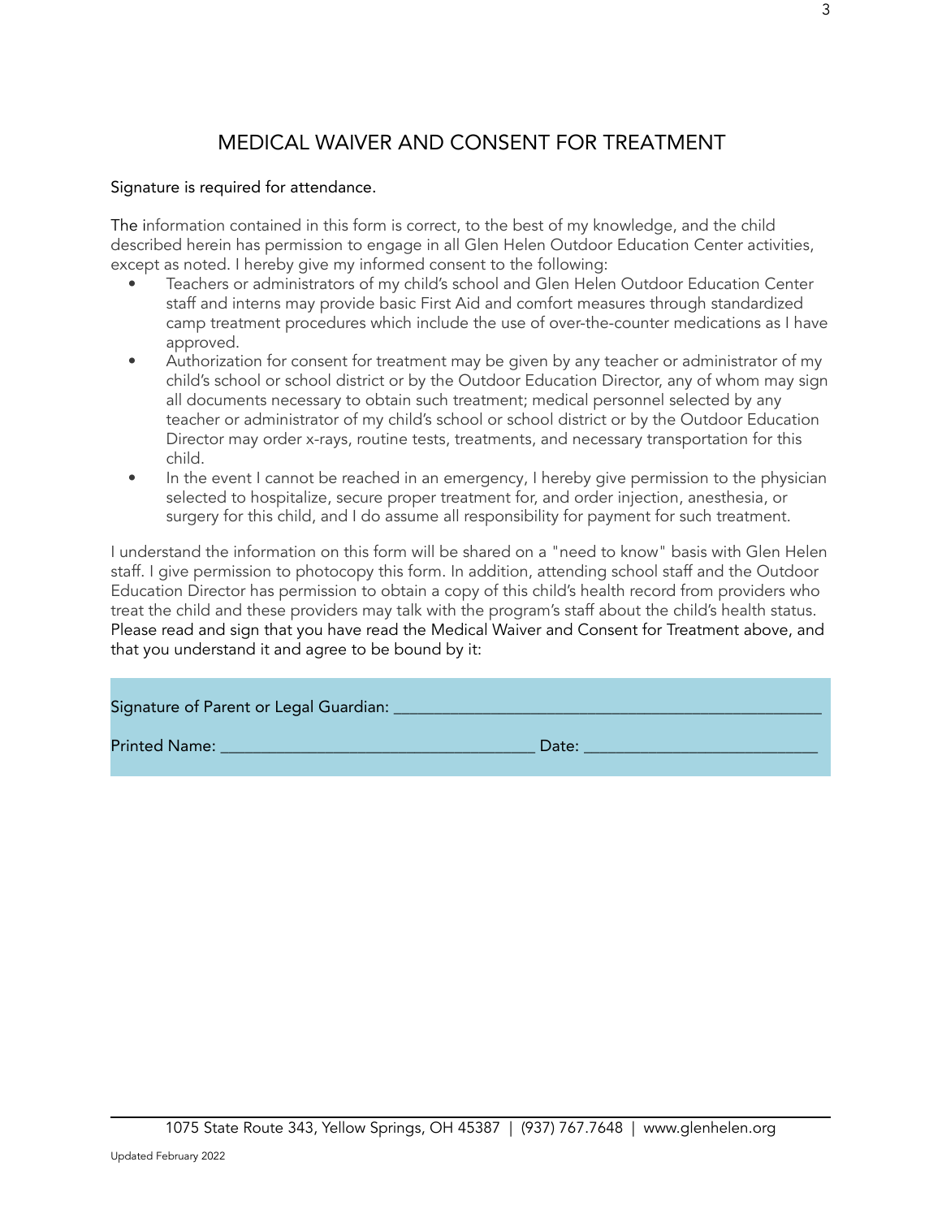# MEDICAL WAIVER AND CONSENT FOR TREATMENT

Signature is required for attendance.

The information contained in this form is correct, to the best of my knowledge, and the child described herein has permission to engage in all Glen Helen Outdoor Education Center activities, except as noted. I hereby give my informed consent to the following:

- Teachers or administrators of my child's school and Glen Helen Outdoor Education Center staff and interns may provide basic First Aid and comfort measures through standardized camp treatment procedures which include the use of over-the-counter medications as I have approved.
- Authorization for consent for treatment may be given by any teacher or administrator of my child's school or school district or by the Outdoor Education Director, any of whom may sign all documents necessary to obtain such treatment; medical personnel selected by any teacher or administrator of my child's school or school district or by the Outdoor Education Director may order x-rays, routine tests, treatments, and necessary transportation for this child.
- In the event I cannot be reached in an emergency, I hereby give permission to the physician selected to hospitalize, secure proper treatment for, and order injection, anesthesia, or surgery for this child, and I do assume all responsibility for payment for such treatment.

I understand the information on this form will be shared on a "need to know" basis with Glen Helen staff. I give permission to photocopy this form. In addition, attending school staff and the Outdoor Education Director has permission to obtain a copy of this child's health record from providers who treat the child and these providers may talk with the program's staff about the child's health status. Please read and sign that you have read the Medical Waiver and Consent for Treatment above, and that you understand it and agree to be bound by it:

Signature of Parent or Legal Guardian: ____________________________________________

Printed Name: ______________________________ Date: ______________________

1075 State Route 343, Yellow Springs, OH 45387 | (937) 767.7648 | www.glenhelen.org

Updated February 2022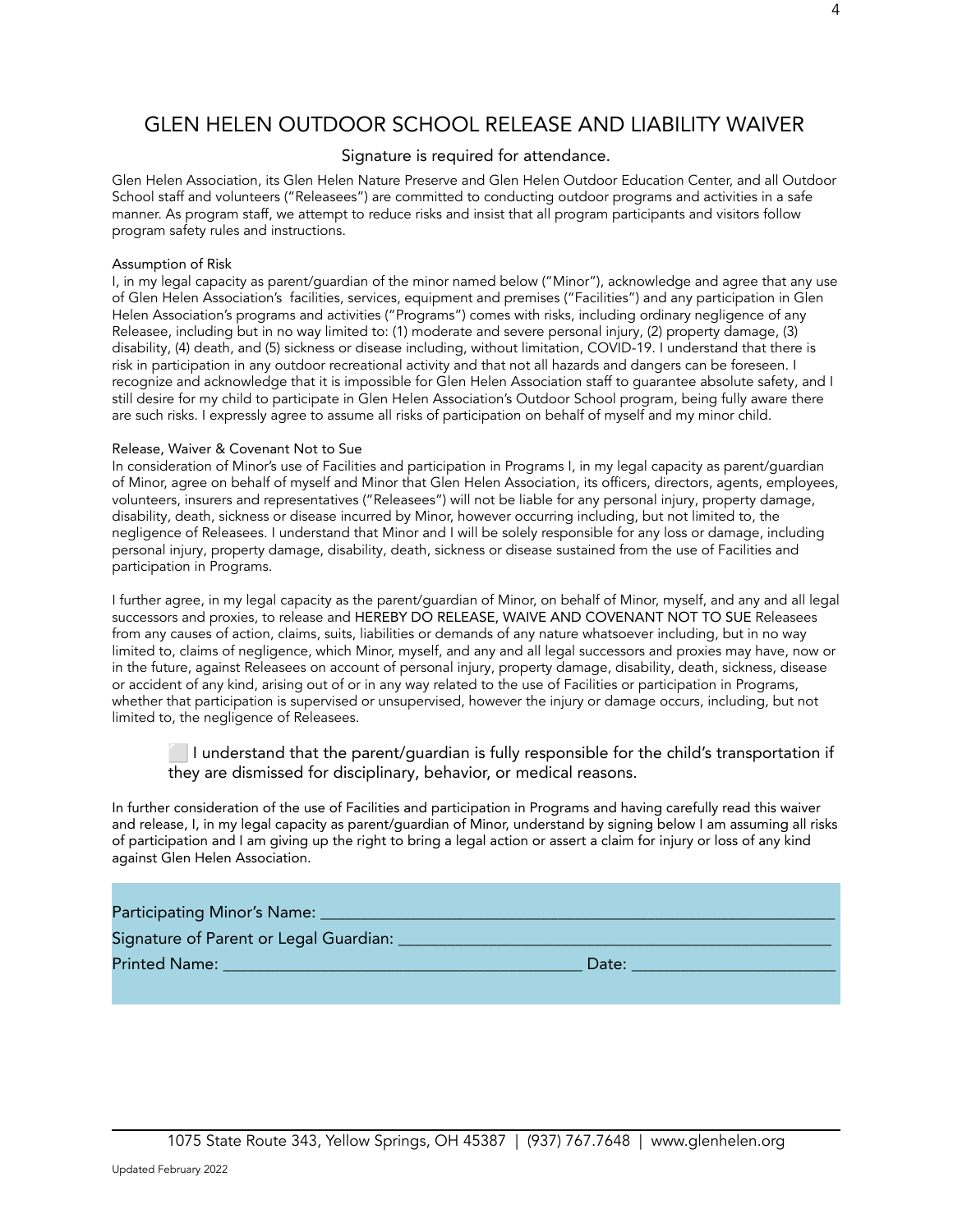# GLEN HELEN OUTDOOR SCHOOL RELEASE AND LIABILITY WAIVER

Signature is required for attendance.

Glen Helen Association, its Glen Helen Nature Preserve and Glen Helen Outdoor Education Center, and all Outdoor School staff and volunteers ("Releasees") are committed to conducting outdoor programs and activities in a safe manner. As program staff, we attempt to reduce risks and insist that all program participants and visitors follow program safety rules and instructions.

Assumption of Risk

I, in my legal capacity as parent/guardian of the minor named below ("Minor"), acknowledge and agree that any use of Glen Helen Association's facilities, services, equipment and premises ("Facilities") and any participation in Glen Helen Association's programs and activities ("Programs") comes with risks, including ordinary negligence of any Releasee, including but in no way limited to: (1) moderate and severe personal injury, (2) property damage, (3) disability, (4) death, and (5) sickness or disease including, without limitation, COVID-19. I understand that there is risk in participation in any outdoor recreational activity and that not all hazards and dangers can be foreseen. I recognize and acknowledge that it is impossible for Glen Helen Association staff to guarantee absolute safety, and I still desire for my child to participate in Glen Helen Association's Outdoor School program, being fully aware there are such risks. I expressly agree to assume all risks of participation on behalf of myself and my minor child.

Release, Waiver & Covenant Not to Sue

In consideration of Minor's use of Facilities and participation in Programs I, in my legal capacity as parent/guardian of Minor, agree on behalf of myself and Minor that Glen Helen Association, its officers, directors, agents, employees, volunteers, insurers and representatives ("Releasees") will not be liable for any personal injury, property damage, disability, death, sickness or disease incurred by Minor, however occurring including, but not limited to, the negligence of Releasees. I understand that Minor and I will be solely responsible for any loss or damage, including personal injury, property damage, disability, death, sickness or disease sustained from the use of Facilities and participation in Programs.

I further agree, in my legal capacity as the parent/guardian of Minor, on behalf of Minor, myself, and any and all legal successors and proxies, to release and HEREBY DO RELEASE, WAIVE AND COVENANT NOT TO SUE Releasees from any causes of action, claims, suits, liabilities or demands of any nature whatsoever including, but in no way limited to, claims of negligence, which Minor, myself, and any and all legal successors and proxies may have, now or in the future, against Releasees on account of personal injury, property damage, disability, death, sickness, disease or accident of any kind, arising out of or in any way related to the use of Facilities or participation in Programs, whether that participation is supervised or unsupervised, however the injury or damage occurs, including, but not limited to, the negligence of Releasees.

> ☐ I understand that the parent/guardian is fully responsible for the child's transportation if they are dismissed for disciplinary, behavior, or medical reasons.

In further consideration of the use of Facilities and participation in Programs and having carefully read this waiver and release, I, in my legal capacity as parent/guardian of Minor, understand by signing below I am assuming all risks of participation and I am giving up the right to bring a legal action or assert a claim for injury or loss of any kind against Glen Helen Association.

Participating Minor's Name: ____________________________________________

Signature of Parent or Legal Guardian: ____________________________________

Printed Name: ______________________________ Date: ________________

1075 State Route 343, Yellow Springs, OH 45387 | (937) 767.7648 | www.glenhelen.org

Updated February 2022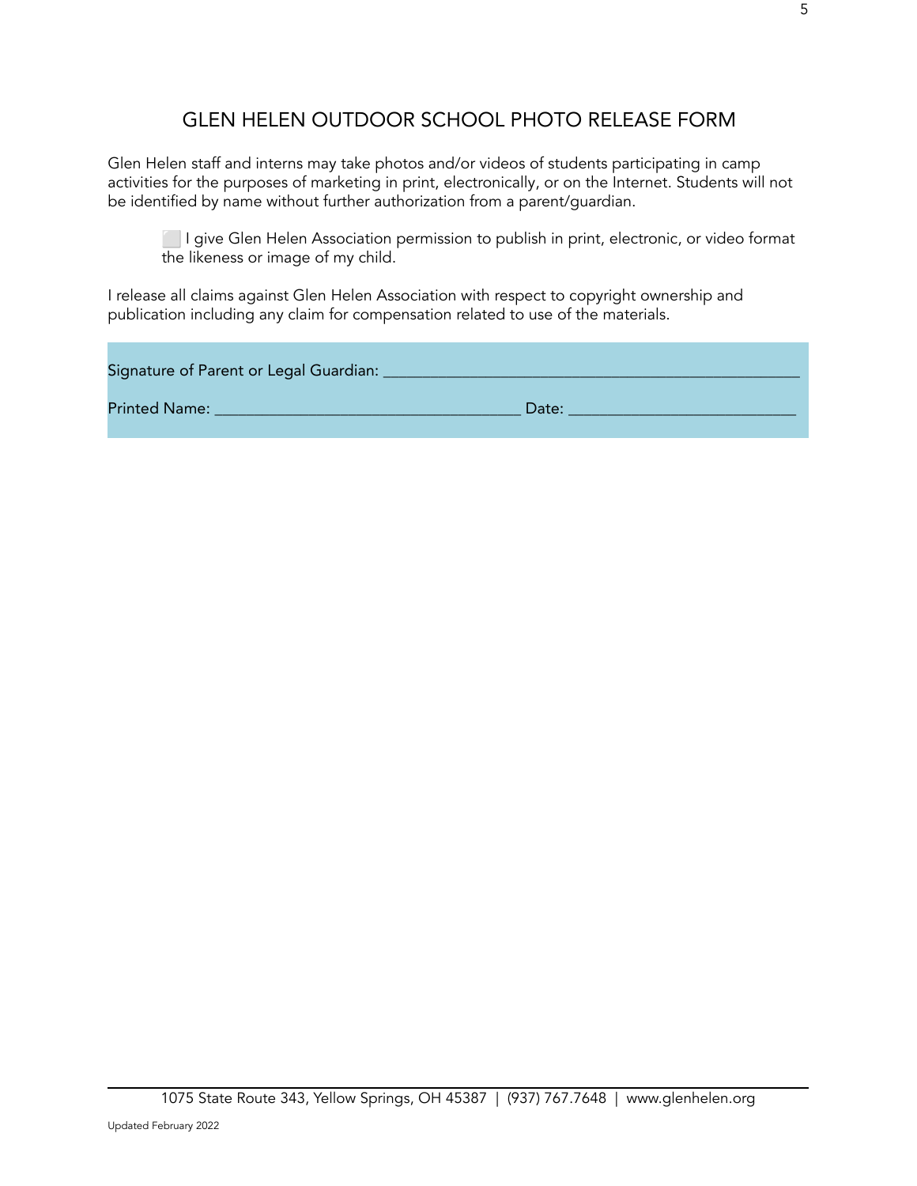# GLEN HELEN OUTDOOR SCHOOL PHOTO RELEASE FORM

Glen Helen staff and interns may take photos and/or videos of students participating in camp activities for the purposes of marketing in print, electronically, or on the Internet. Students will not be identified by name without further authorization from a parent/guardian.

> ⬜ I give Glen Helen Association permission to publish in print, electronic, or video format the likeness or image of my child.

I release all claims against Glen Helen Association with respect to copyright ownership and publication including any claim for compensation related to use of the materials.

Signature of Parent or Legal Guardian: ___________________________________________________

Printed Name: ____________________________________ Date: ___________________________

1075 State Route 343, Yellow Springs, OH 45387 | (937) 767.7648 | www.glenhelen.org

Updated February 2022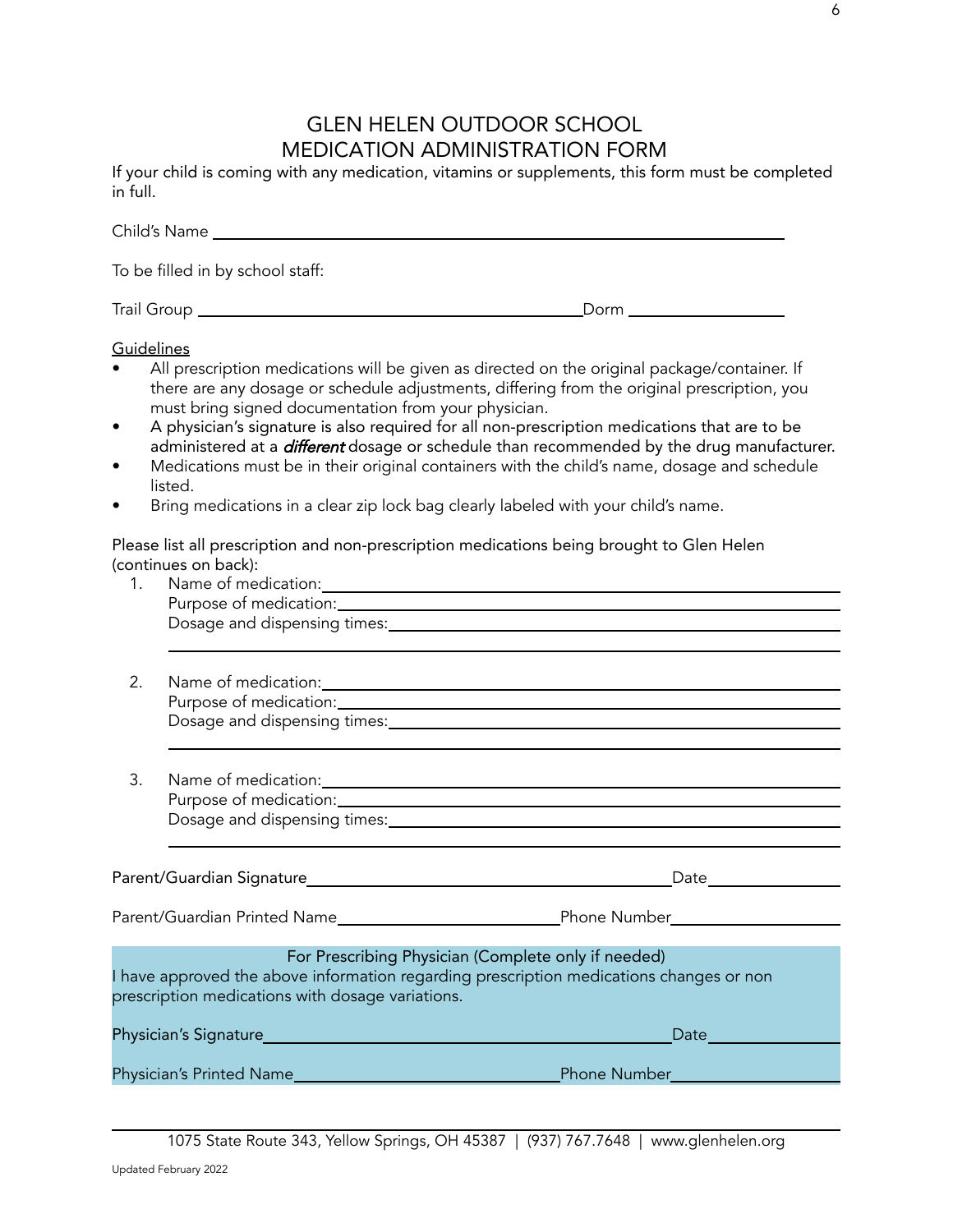# GLEN HELEN OUTDOOR SCHOOL
# MEDICATION ADMINISTRATION FORM

If your child is coming with any medication, vitamins or supplements, this form must be completed in full.

Child's Name ______________________________________________

To be filled in by school staff:

Trail Group ______________________________ Dorm ______________

Guidelines

- All prescription medications will be given as directed on the original package/container. If there are any dosage or schedule adjustments, differing from the original prescription, you must bring signed documentation from your physician.
- A physician's signature is also required for all non-prescription medications that are to be administered at a ***different*** dosage or schedule than recommended by the drug manufacturer.
- Medications must be in their original containers with the child's name, dosage and schedule listed.
- Bring medications in a clear zip lock bag clearly labeled with your child's name.

Please list all prescription and non-prescription medications being brought to Glen Helen (continues on back):

1. Name of medication: ______________________________________
   Purpose of medication: ______________________________________
   Dosage and dispensing times: ______________________________________
   ______________________________________

2. Name of medication: ______________________________________
   Purpose of medication: ______________________________________
   Dosage and dispensing times: ______________________________________
   ______________________________________

3. Name of medication: ______________________________________
   Purpose of medication: ______________________________________
   Dosage and dispensing times: ______________________________________
   ______________________________________

Parent/Guardian Signature ______________________________ Date ______________

Parent/Guardian Printed Name ______________________ Phone Number ______________

For Prescribing Physician (Complete only if needed)

I have approved the above information regarding prescription medications changes or non prescription medications with dosage variations.

Physician's Signature ______________________________ Date ______________

Physician's Printed Name ______________________ Phone Number ______________

1075 State Route 343, Yellow Springs, OH 45387 | (937) 767.7648 | www.glenhelen.org

Updated February 2022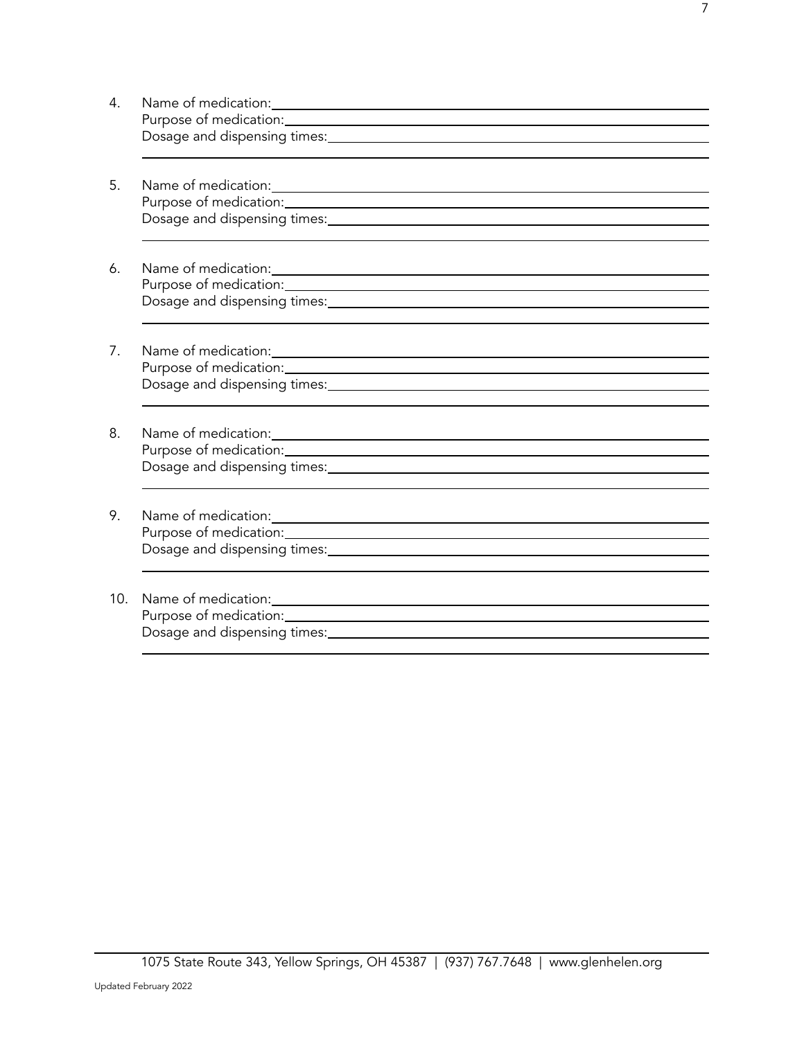4. Name of medication:
   Purpose of medication:
   Dosage and dispensing times:

5. Name of medication:
   Purpose of medication:
   Dosage and dispensing times:

6. Name of medication:
   Purpose of medication:
   Dosage and dispensing times:

7. Name of medication:
   Purpose of medication:
   Dosage and dispensing times:

8. Name of medication:
   Purpose of medication:
   Dosage and dispensing times:

9. Name of medication:
   Purpose of medication:
   Dosage and dispensing times:

10. Name of medication:
    Purpose of medication:
    Dosage and dispensing times:

1075 State Route 343, Yellow Springs, OH 45387 | (937) 767.7648 | www.glenhelen.org

Updated February 2022